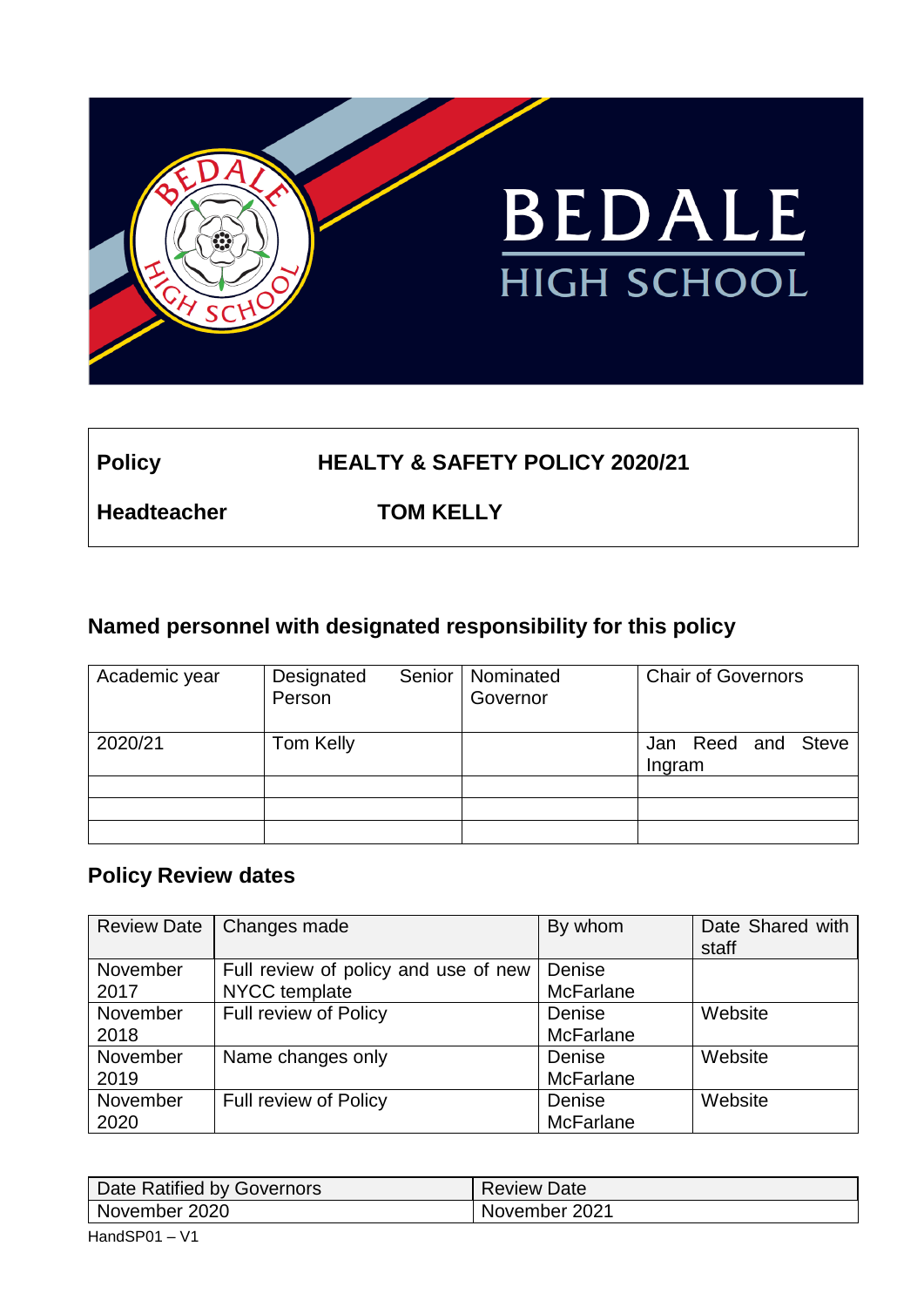BEDALE HIGH SCHOOL

| **Policy** | **HEALTY & SAFETY POLICY 2020/21** |
|---|---|
| **Headteacher** | **TOM KELLY** |

## Named personnel with designated responsibility for this policy

| Academic year | Designated Senior Person | Nominated Governor | Chair of Governors |
|---|---|---|---|
| 2020/21 | Tom Kelly | | Jan Reed and Steve Ingram |
| | | | |
| | | | |
| | | | |

## Policy Review dates

| Review Date | Changes made | By whom | Date Shared with staff |
|---|---|---|---|
| November 2017 | Full review of policy and use of new NYCC template | Denise McFarlane | |
| November 2018 | Full review of Policy | Denise McFarlane | Website |
| November 2019 | Name changes only | Denise McFarlane | Website |
| November 2020 | Full review of Policy | Denise McFarlane | Website |

| Date Ratified by Governors | Review Date |
|---|---|
| November 2020 | November 2021 |

HandSP01 – V1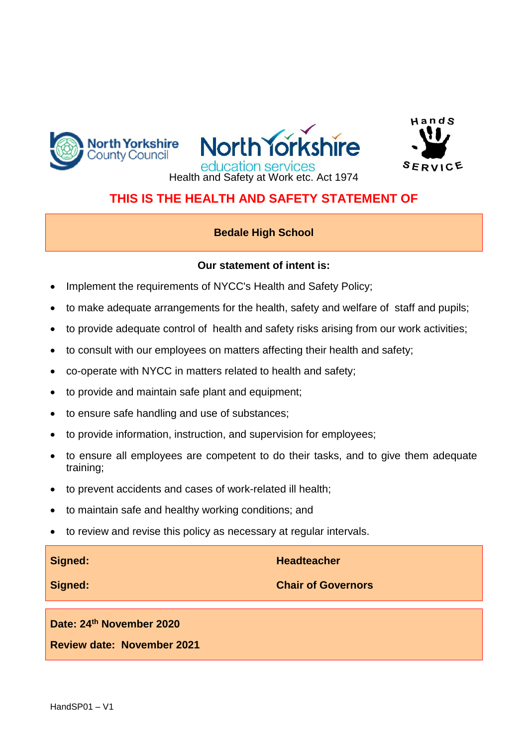Health and Safety at Work etc. Act 1974

## THIS IS THE HEALTH AND SAFETY STATEMENT OF

**Bedale High School**

**Our statement of intent is:**

- Implement the requirements of NYCC's Health and Safety Policy;
- to make adequate arrangements for the health, safety and welfare of staff and pupils;
- to provide adequate control of health and safety risks arising from our work activities;
- to consult with our employees on matters affecting their health and safety;
- co-operate with NYCC in matters related to health and safety;
- to provide and maintain safe plant and equipment;
- to ensure safe handling and use of substances;
- to provide information, instruction, and supervision for employees;
- to ensure all employees are competent to do their tasks, and to give them adequate training;
- to prevent accidents and cases of work-related ill health;
- to maintain safe and healthy working conditions; and
- to review and revise this policy as necessary at regular intervals.

| **Signed:** | **Headteacher** |
|---|---|
| **Signed:** | **Chair of Governors** |

**Date: 24th November 2020**

**Review date: November 2021**

HandSP01 – V1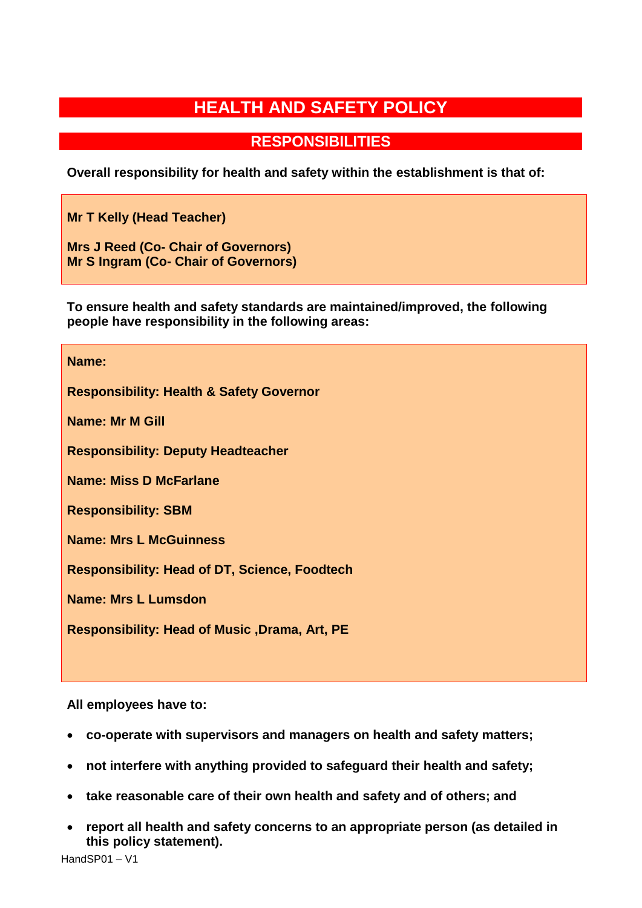# HEALTH AND SAFETY POLICY

## RESPONSIBILITIES

**Overall responsibility for health and safety within the establishment is that of:**

**Mr T Kelly (Head Teacher)**

**Mrs J Reed (Co- Chair of Governors)**
**Mr S Ingram (Co- Chair of Governors)**

**To ensure health and safety standards are maintained/improved, the following people have responsibility in the following areas:**

**Name:**

**Responsibility: Health & Safety Governor**

**Name: Mr M Gill**

**Responsibility: Deputy Headteacher**

**Name: Miss D McFarlane**

**Responsibility: SBM**

**Name: Mrs L McGuinness**

**Responsibility: Head of DT, Science, Foodtech**

**Name: Mrs L Lumsdon**

**Responsibility: Head of Music ,Drama, Art, PE**

**All employees have to:**

- **co-operate with supervisors and managers on health and safety matters;**
- **not interfere with anything provided to safeguard their health and safety;**
- **take reasonable care of their own health and safety and of others; and**
- **report all health and safety concerns to an appropriate person (as detailed in this policy statement).**

HandSP01 – V1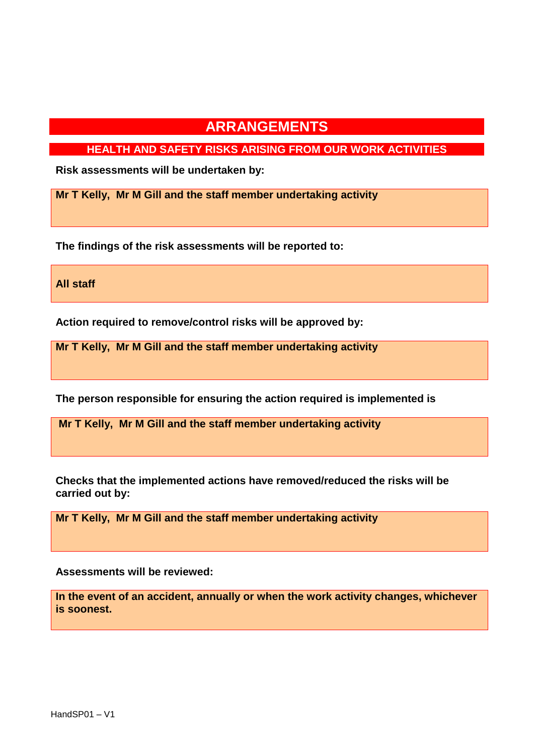# ARRANGEMENTS

## HEALTH AND SAFETY RISKS ARISING FROM OUR WORK ACTIVITIES

**Risk assessments will be undertaken by:**

**Mr T Kelly, Mr M Gill and the staff member undertaking activity**

**The findings of the risk assessments will be reported to:**

**All staff**

**Action required to remove/control risks will be approved by:**

**Mr T Kelly, Mr M Gill and the staff member undertaking activity**

**The person responsible for ensuring the action required is implemented is**

**Mr T Kelly, Mr M Gill and the staff member undertaking activity**

**Checks that the implemented actions have removed/reduced the risks will be carried out by:**

**Mr T Kelly, Mr M Gill and the staff member undertaking activity**

**Assessments will be reviewed:**

**In the event of an accident, annually or when the work activity changes, whichever is soonest.**

HandSP01 – V1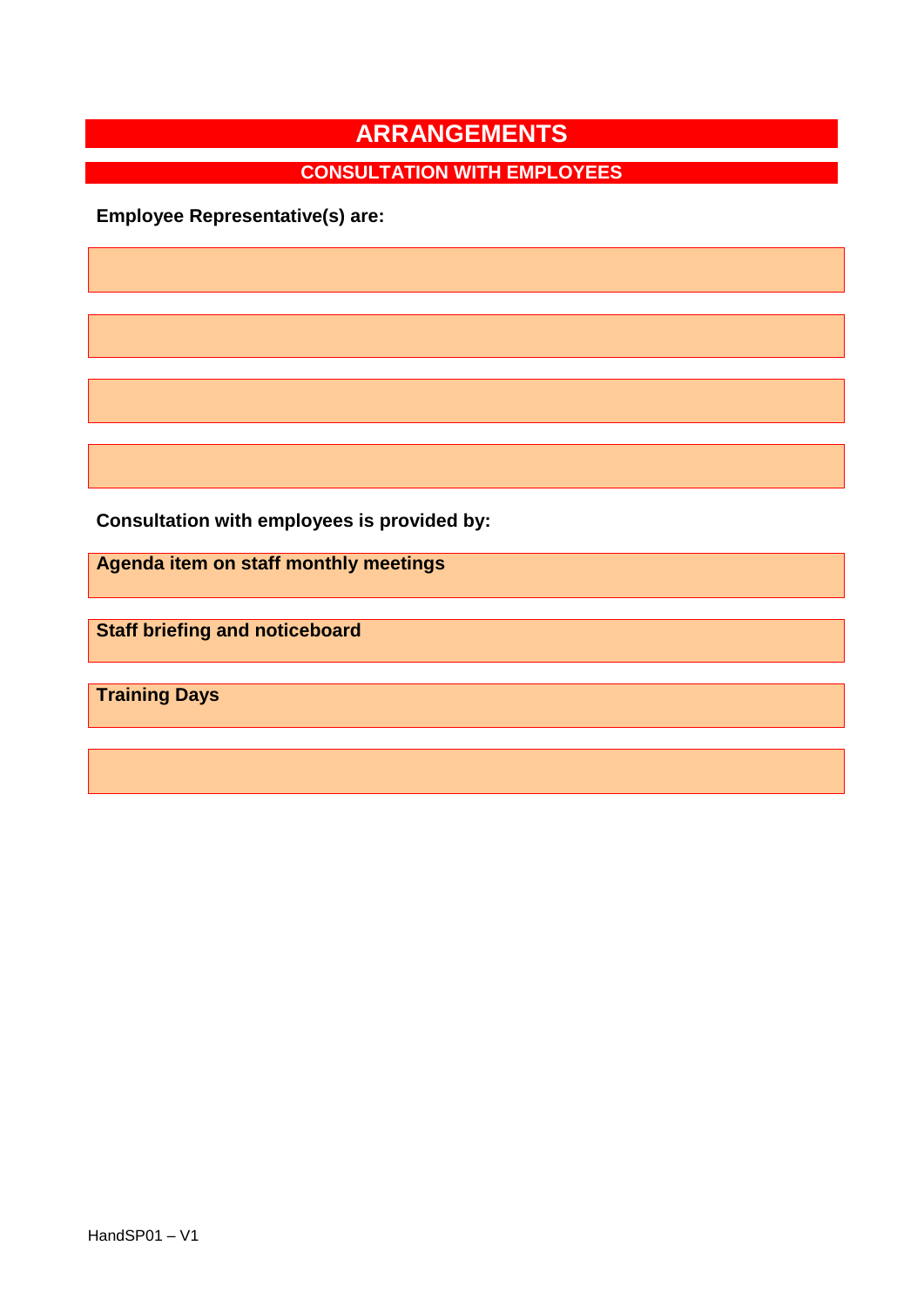# ARRANGEMENTS

## CONSULTATION WITH EMPLOYEES

**Employee Representative(s) are:**

**Consultation with employees is provided by:**

**Agenda item on staff monthly meetings**

**Staff briefing and noticeboard**

**Training Days**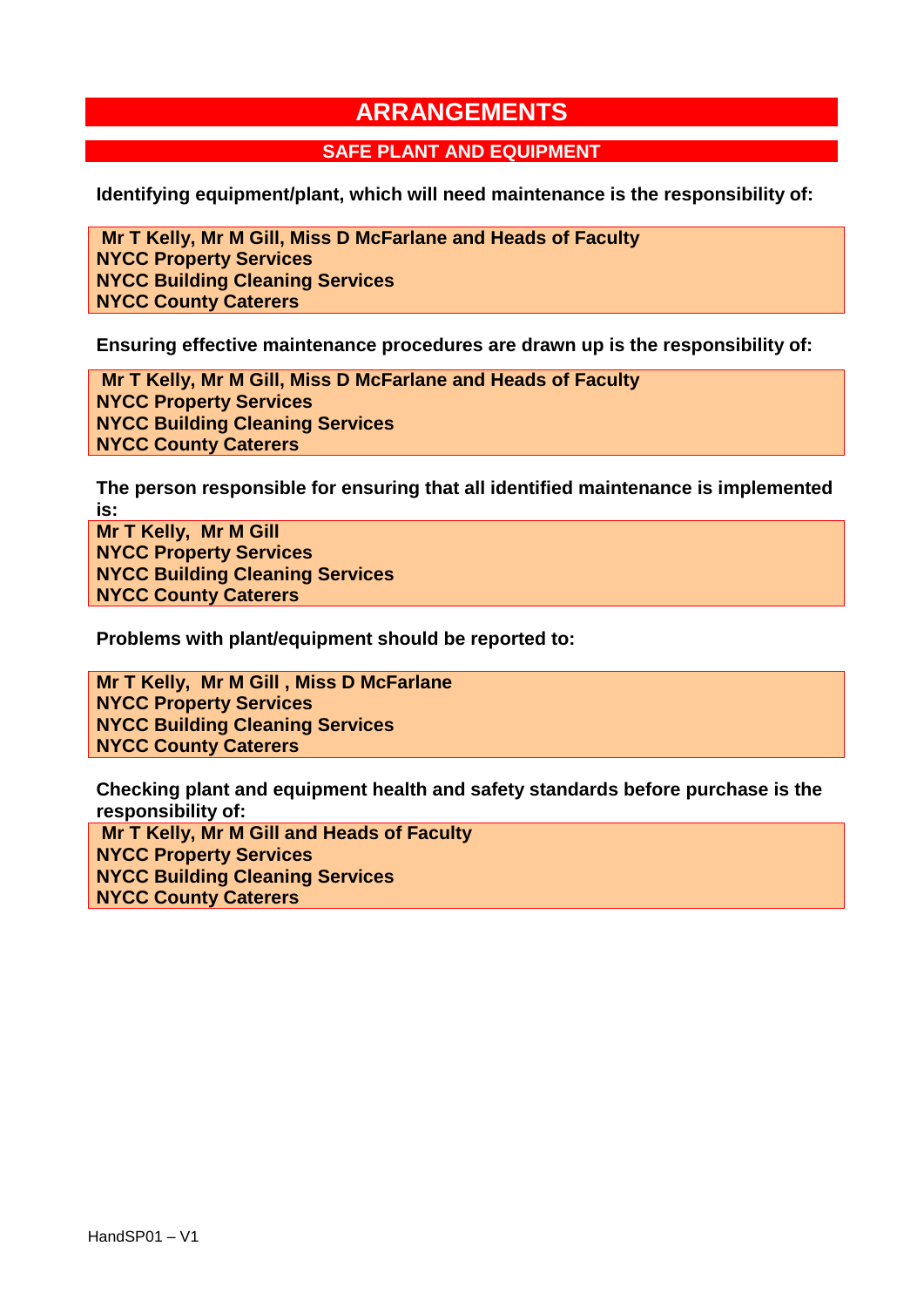# ARRANGEMENTS

## SAFE PLANT AND EQUIPMENT

**Identifying equipment/plant, which will need maintenance is the responsibility of:**

**Mr T Kelly, Mr M Gill, Miss D McFarlane and Heads of Faculty**
**NYCC Property Services**
**NYCC Building Cleaning Services**
**NYCC County Caterers**

**Ensuring effective maintenance procedures are drawn up is the responsibility of:**

**Mr T Kelly, Mr M Gill, Miss D McFarlane and Heads of Faculty**
**NYCC Property Services**
**NYCC Building Cleaning Services**
**NYCC County Caterers**

**The person responsible for ensuring that all identified maintenance is implemented is:**

**Mr T Kelly, Mr M Gill**
**NYCC Property Services**
**NYCC Building Cleaning Services**
**NYCC County Caterers**

**Problems with plant/equipment should be reported to:**

**Mr T Kelly, Mr M Gill , Miss D McFarlane**
**NYCC Property Services**
**NYCC Building Cleaning Services**
**NYCC County Caterers**

**Checking plant and equipment health and safety standards before purchase is the responsibility of:**

**Mr T Kelly, Mr M Gill and Heads of Faculty**
**NYCC Property Services**
**NYCC Building Cleaning Services**
**NYCC County Caterers**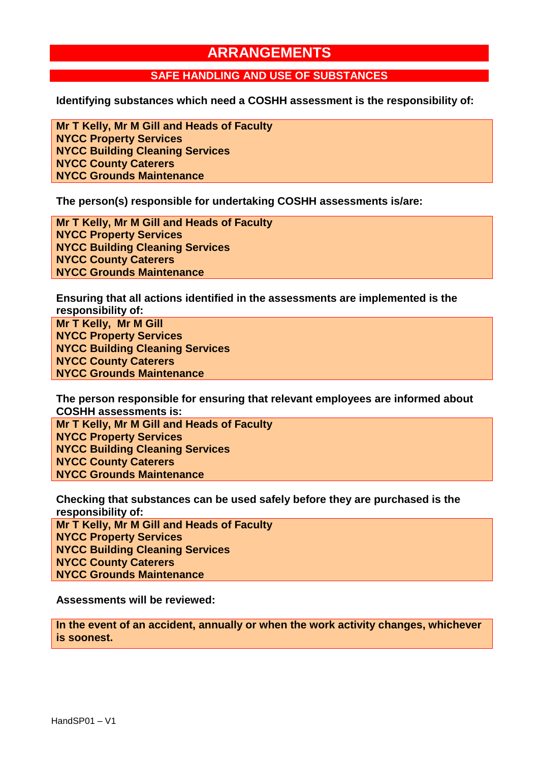# ARRANGEMENTS

## SAFE HANDLING AND USE OF SUBSTANCES

**Identifying substances which need a COSHH assessment is the responsibility of:**

**Mr T Kelly, Mr M Gill and Heads of Faculty**
**NYCC Property Services**
**NYCC Building Cleaning Services**
**NYCC County Caterers**
**NYCC Grounds Maintenance**

**The person(s) responsible for undertaking COSHH assessments is/are:**

**Mr T Kelly, Mr M Gill and Heads of Faculty**
**NYCC Property Services**
**NYCC Building Cleaning Services**
**NYCC County Caterers**
**NYCC Grounds Maintenance**

**Ensuring that all actions identified in the assessments are implemented is the responsibility of:**

**Mr T Kelly, Mr M Gill**
**NYCC Property Services**
**NYCC Building Cleaning Services**
**NYCC County Caterers**
**NYCC Grounds Maintenance**

**The person responsible for ensuring that relevant employees are informed about COSHH assessments is:**

**Mr T Kelly, Mr M Gill and Heads of Faculty**
**NYCC Property Services**
**NYCC Building Cleaning Services**
**NYCC County Caterers**
**NYCC Grounds Maintenance**

**Checking that substances can be used safely before they are purchased is the responsibility of:**

**Mr T Kelly, Mr M Gill and Heads of Faculty**
**NYCC Property Services**
**NYCC Building Cleaning Services**
**NYCC County Caterers**
**NYCC Grounds Maintenance**

**Assessments will be reviewed:**

**In the event of an accident, annually or when the work activity changes, whichever is soonest.**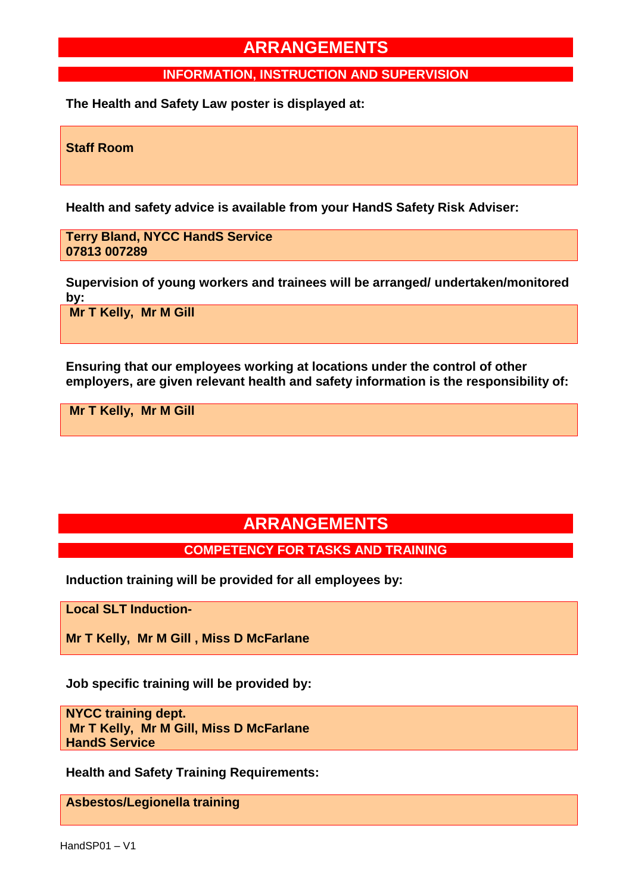# ARRANGEMENTS

## INFORMATION, INSTRUCTION AND SUPERVISION

**The Health and Safety Law poster is displayed at:**

**Staff Room**

**Health and safety advice is available from your HandS Safety Risk Adviser:**

**Terry Bland, NYCC HandS Service**
**07813 007289**

**Supervision of young workers and trainees will be arranged/ undertaken/monitored by:**

**Mr T Kelly, Mr M Gill**

**Ensuring that our employees working at locations under the control of other employers, are given relevant health and safety information is the responsibility of:**

**Mr T Kelly, Mr M Gill**

# ARRANGEMENTS

## COMPETENCY FOR TASKS AND TRAINING

**Induction training will be provided for all employees by:**

**Local SLT Induction-**

**Mr T Kelly, Mr M Gill , Miss D McFarlane**

**Job specific training will be provided by:**

**NYCC training dept.**
**Mr T Kelly, Mr M Gill, Miss D McFarlane**
**HandS Service**

**Health and Safety Training Requirements:**

**Asbestos/Legionella training**

HandSP01 – V1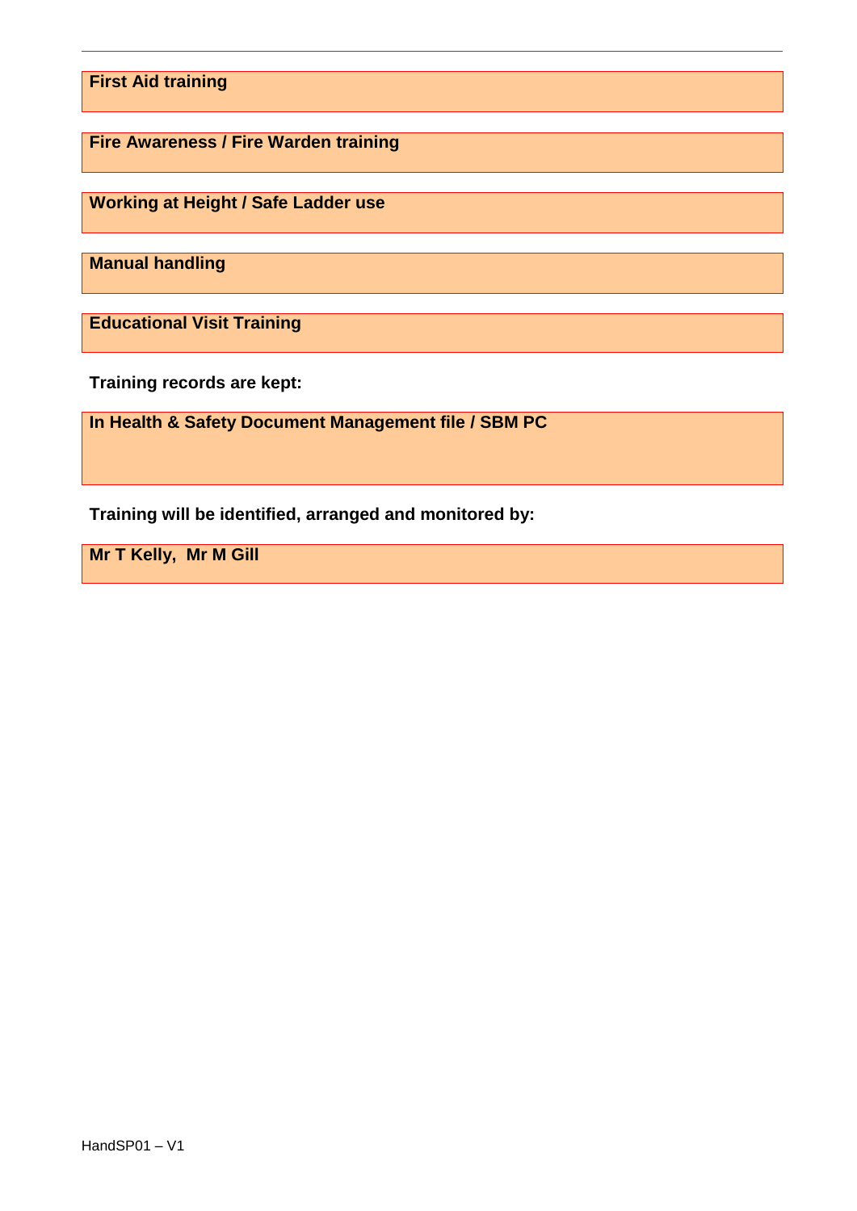**First Aid training**

**Fire Awareness / Fire Warden training**

**Working at Height / Safe Ladder use**

**Manual handling**

**Educational Visit Training**

**Training records are kept:**

**In Health & Safety Document Management file / SBM PC**

**Training will be identified, arranged and monitored by:**

**Mr T Kelly, Mr M Gill**

HandSP01 – V1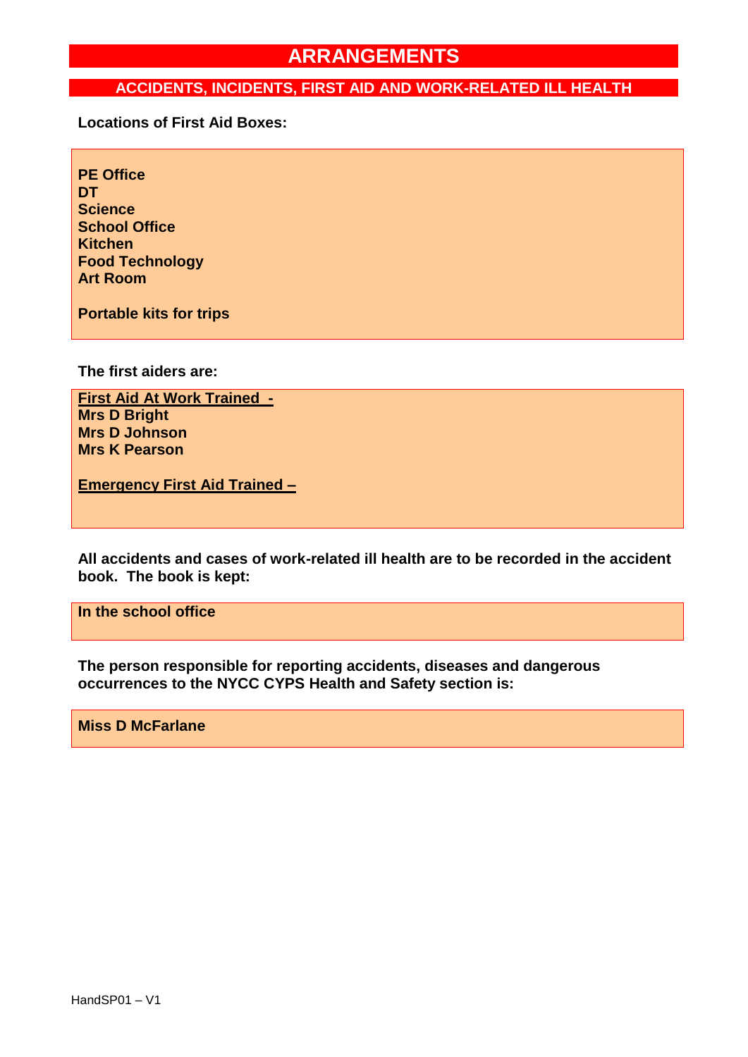# ARRANGEMENTS

## ACCIDENTS, INCIDENTS, FIRST AID AND WORK-RELATED ILL HEALTH

**Locations of First Aid Boxes:**

**PE Office**
**DT**
**Science**
**School Office**
**Kitchen**
**Food Technology**
**Art Room**

**Portable kits for trips**

**The first aiders are:**

**<u>First Aid At Work Trained -</u>**
**Mrs D Bright**
**Mrs D Johnson**
**Mrs K Pearson**

**<u>Emergency First Aid Trained –</u>**

**All accidents and cases of work-related ill health are to be recorded in the accident book. The book is kept:**

**In the school office**

**The person responsible for reporting accidents, diseases and dangerous occurrences to the NYCC CYPS Health and Safety section is:**

**Miss D McFarlane**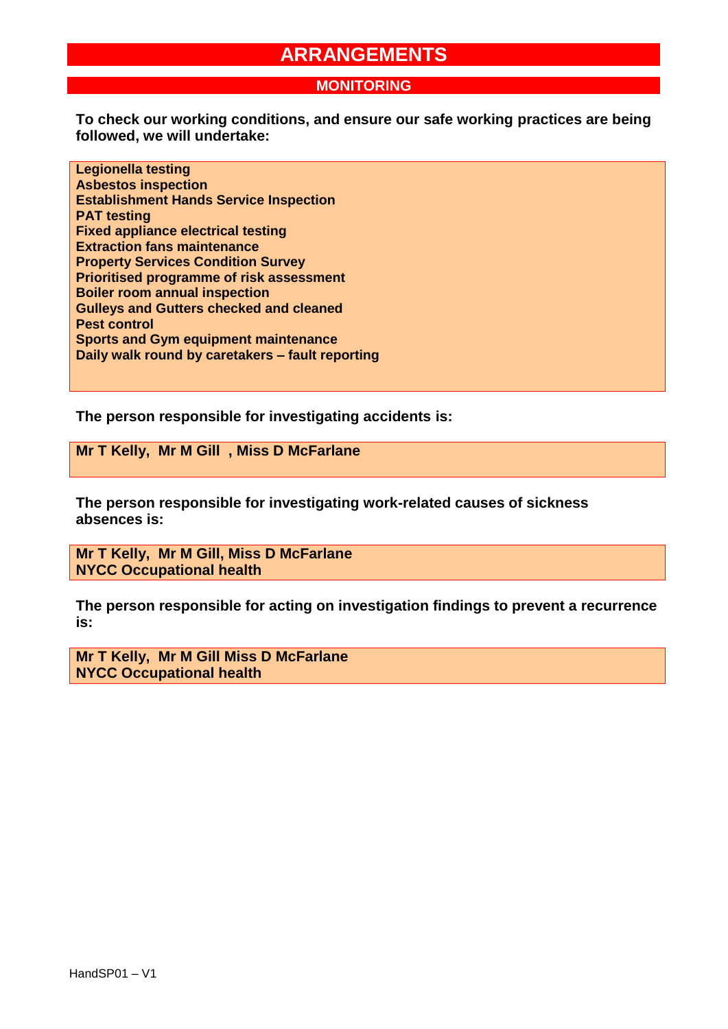# ARRANGEMENTS

## MONITORING

**To check our working conditions, and ensure our safe working practices are being followed, we will undertake:**

**Legionella testing**
**Asbestos inspection**
**Establishment Hands Service Inspection**
**PAT testing**
**Fixed appliance electrical testing**
**Extraction fans maintenance**
**Property Services Condition Survey**
**Prioritised programme of risk assessment**
**Boiler room annual inspection**
**Gulleys and Gutters checked and cleaned**
**Pest control**
**Sports and Gym equipment maintenance**
**Daily walk round by caretakers – fault reporting**

**The person responsible for investigating accidents is:**

**Mr T Kelly, Mr M Gill , Miss D McFarlane**

**The person responsible for investigating work-related causes of sickness absences is:**

**Mr T Kelly, Mr M Gill, Miss D McFarlane**
**NYCC Occupational health**

**The person responsible for acting on investigation findings to prevent a recurrence is:**

**Mr T Kelly, Mr M Gill Miss D McFarlane**
**NYCC Occupational health**

HandSP01 – V1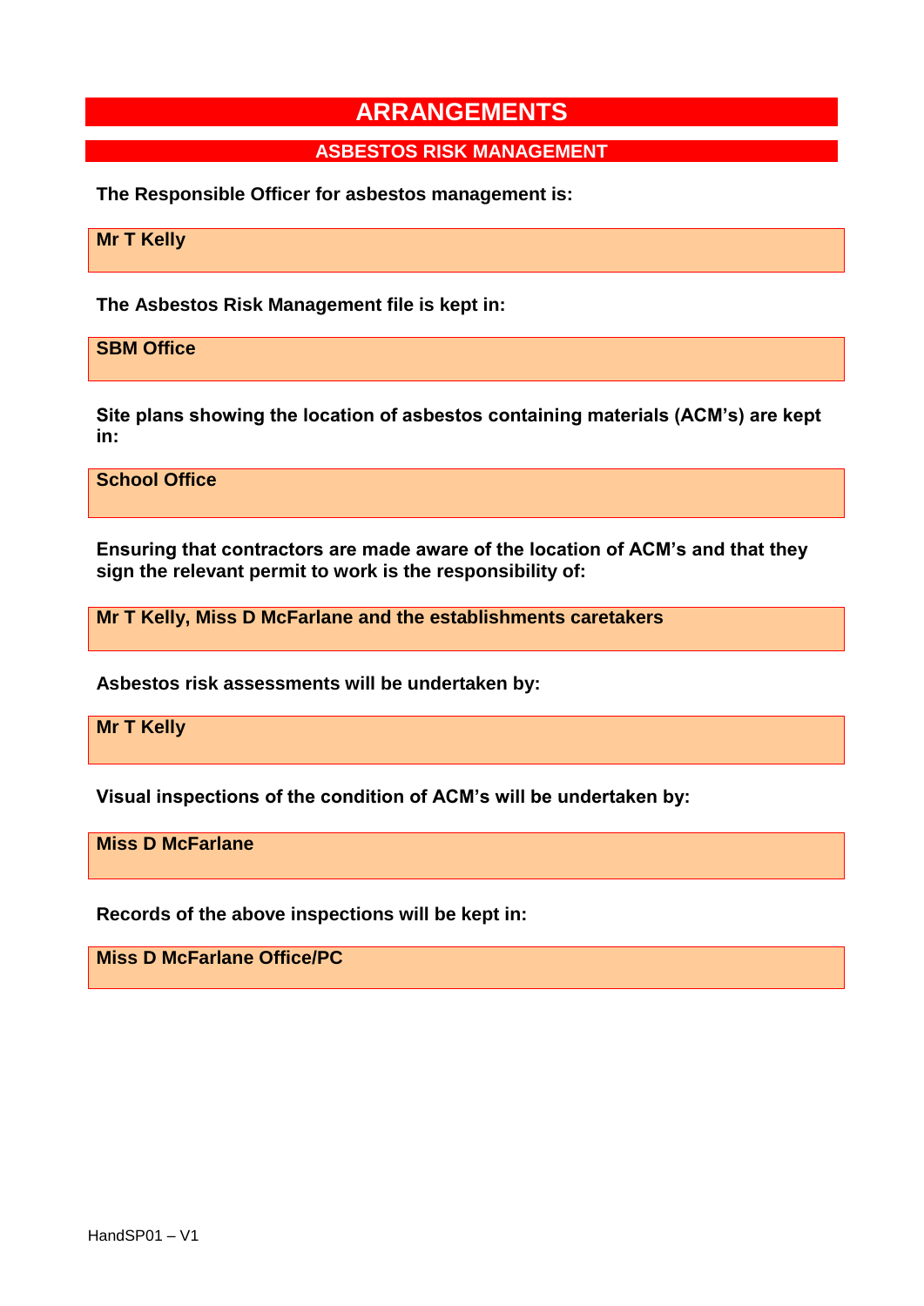# ARRANGEMENTS

## ASBESTOS RISK MANAGEMENT

**The Responsible Officer for asbestos management is:**

**Mr T Kelly**

**The Asbestos Risk Management file is kept in:**

**SBM Office**

**Site plans showing the location of asbestos containing materials (ACM's) are kept in:**

**School Office**

**Ensuring that contractors are made aware of the location of ACM's and that they sign the relevant permit to work is the responsibility of:**

**Mr T Kelly, Miss D McFarlane and the establishments caretakers**

**Asbestos risk assessments will be undertaken by:**

**Mr T Kelly**

**Visual inspections of the condition of ACM's will be undertaken by:**

**Miss D McFarlane**

**Records of the above inspections will be kept in:**

**Miss D McFarlane Office/PC**

HandSP01 – V1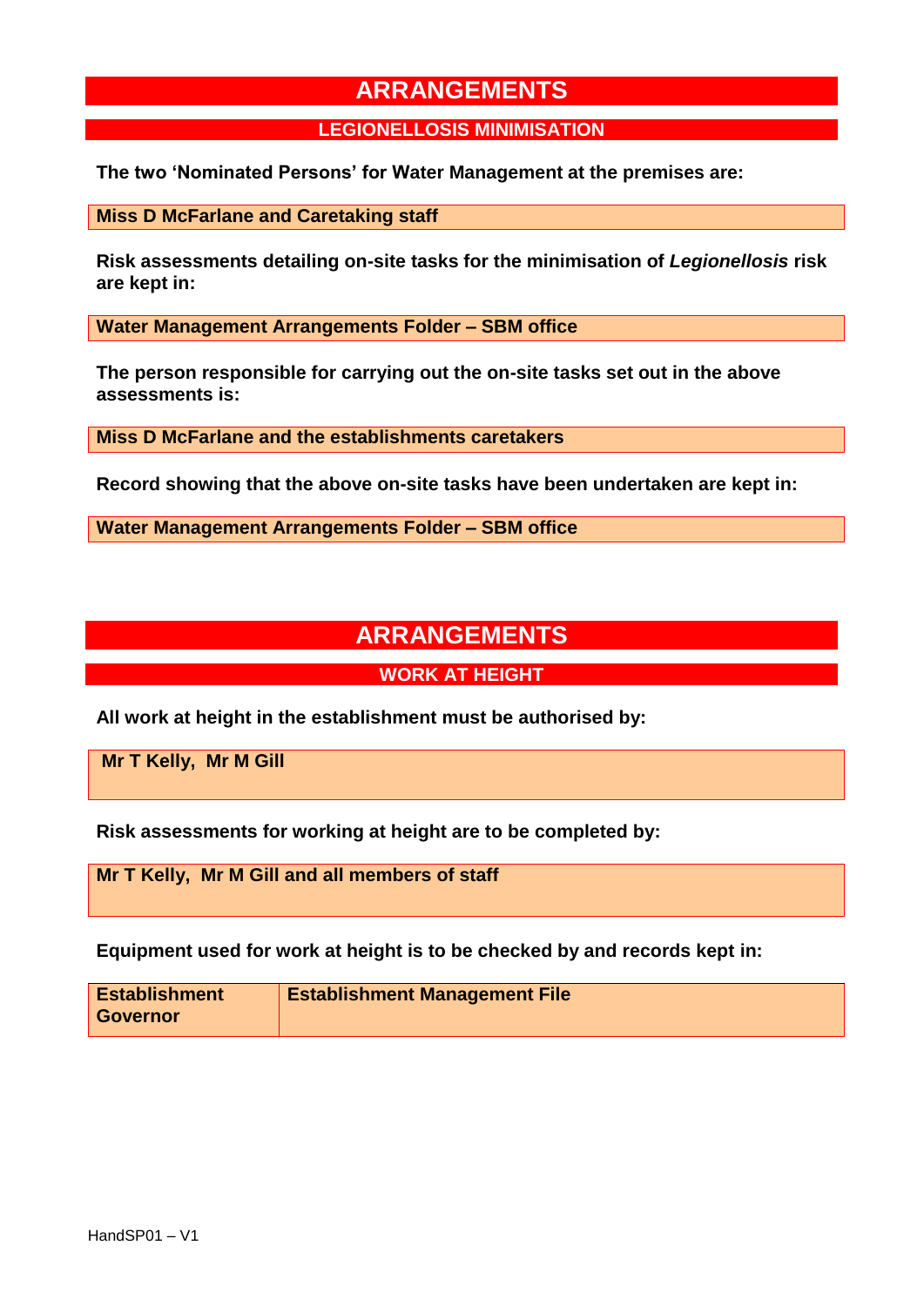# ARRANGEMENTS

## LEGIONELLOSIS MINIMISATION

**The two 'Nominated Persons' for Water Management at the premises are:**

**Miss D McFarlane and Caretaking staff**

**Risk assessments detailing on-site tasks for the minimisation of *Legionellosis* risk are kept in:**

**Water Management Arrangements Folder – SBM office**

**The person responsible for carrying out the on-site tasks set out in the above assessments is:**

**Miss D McFarlane and the establishments caretakers**

**Record showing that the above on-site tasks have been undertaken are kept in:**

**Water Management Arrangements Folder – SBM office**

# ARRANGEMENTS

## WORK AT HEIGHT

**All work at height in the establishment must be authorised by:**

**Mr T Kelly, Mr M Gill**

**Risk assessments for working at height are to be completed by:**

**Mr T Kelly, Mr M Gill and all members of staff**

**Equipment used for work at height is to be checked by and records kept in:**

| Establishment Governor | Establishment Management File |
|---|---|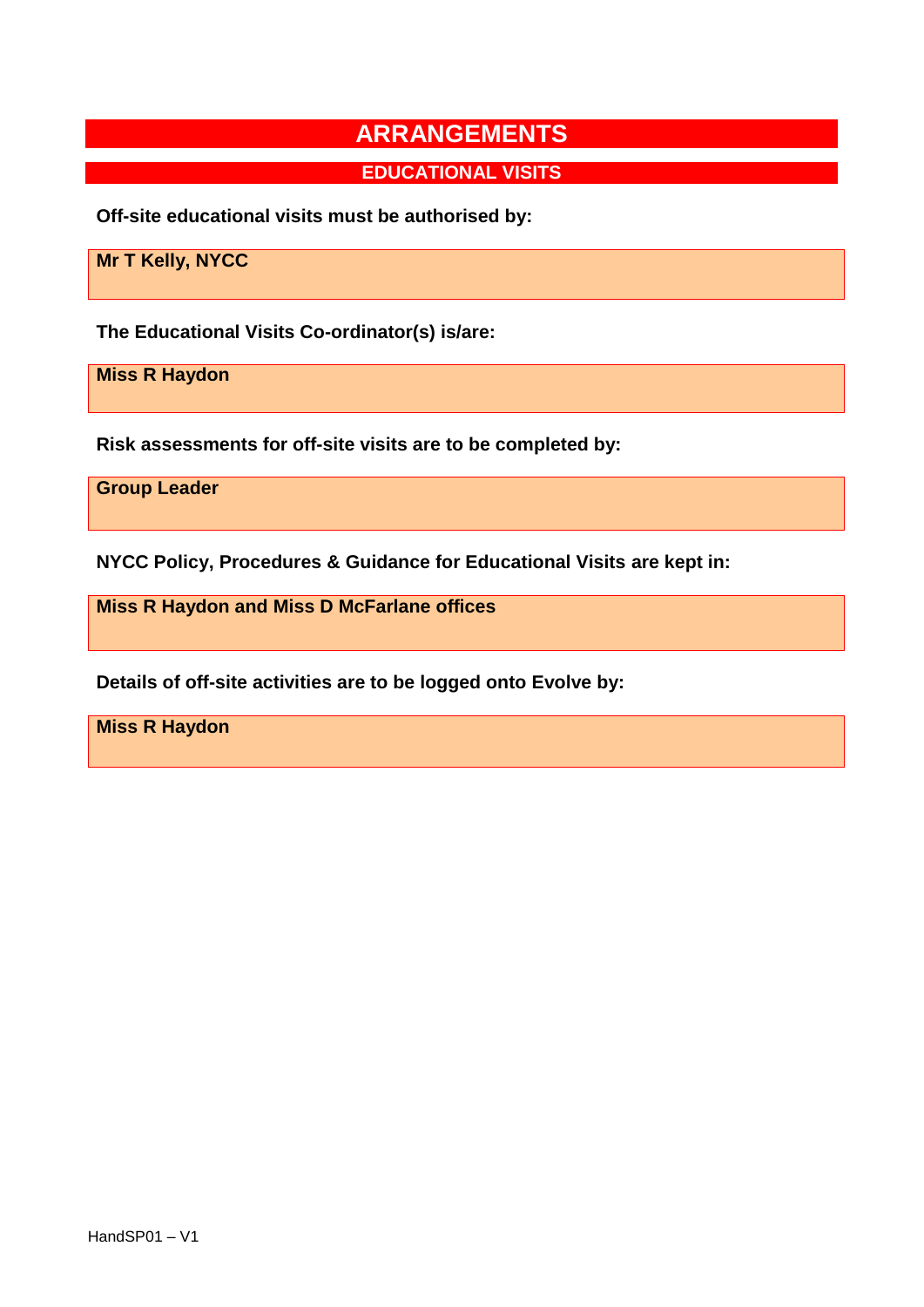# ARRANGEMENTS

## EDUCATIONAL VISITS

**Off-site educational visits must be authorised by:**

**Mr T Kelly, NYCC**

**The Educational Visits Co-ordinator(s) is/are:**

**Miss R Haydon**

**Risk assessments for off-site visits are to be completed by:**

**Group Leader**

**NYCC Policy, Procedures & Guidance for Educational Visits are kept in:**

**Miss R Haydon and Miss D McFarlane offices**

**Details of off-site activities are to be logged onto Evolve by:**

**Miss R Haydon**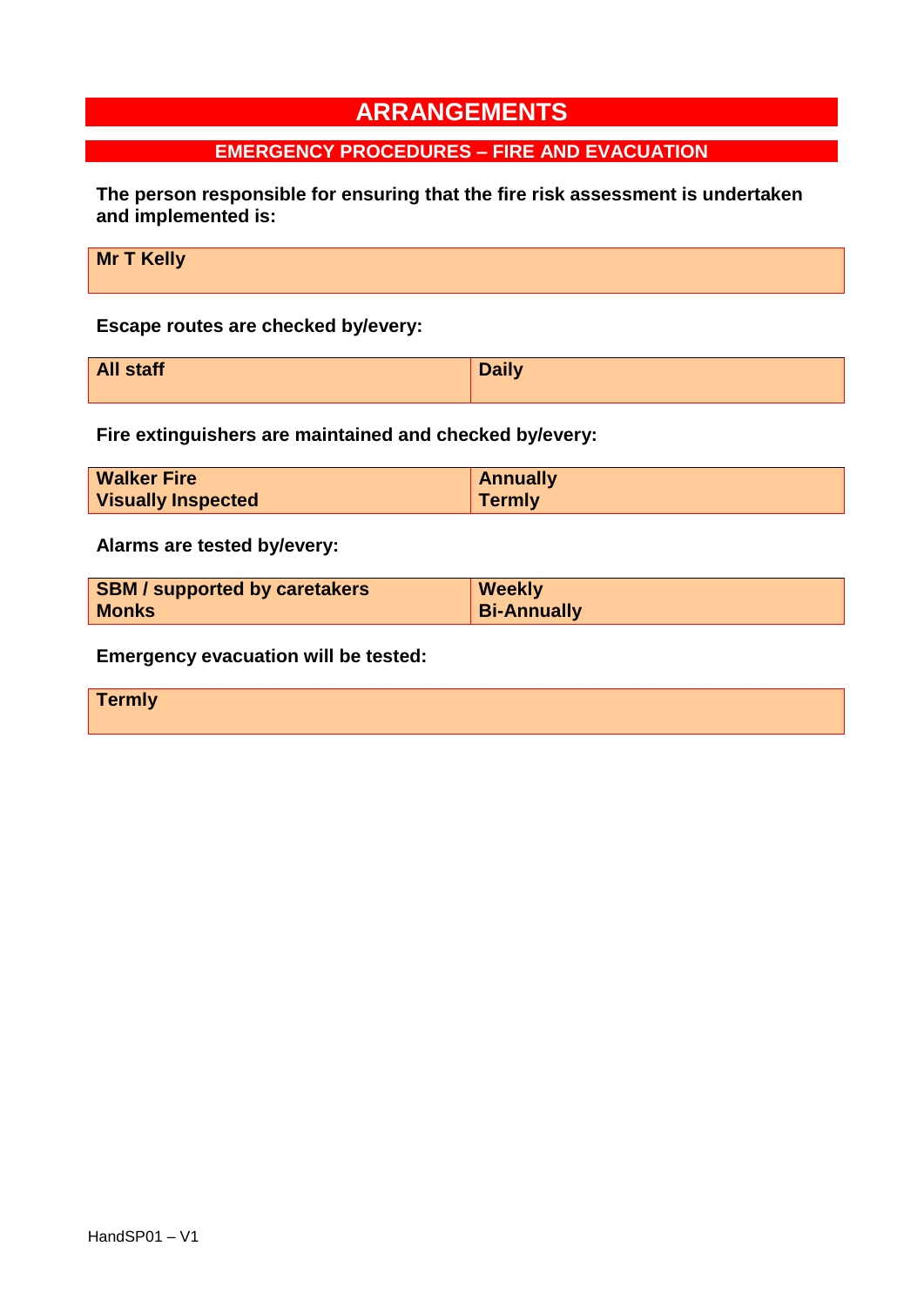# ARRANGEMENTS

## EMERGENCY PROCEDURES – FIRE AND EVACUATION

**The person responsible for ensuring that the fire risk assessment is undertaken and implemented is:**

| **Mr T Kelly** |
|---|

**Escape routes are checked by/every:**

| **All staff** | **Daily** |
|---|---|

**Fire extinguishers are maintained and checked by/every:**

| | |
|---|---|
| **Walker Fire** | **Annually** |
| **Visually Inspected** | **Termly** |

**Alarms are tested by/every:**

| | |
|---|---|
| **SBM / supported by caretakers** | **Weekly** |
| **Monks** | **Bi-Annually** |

**Emergency evacuation will be tested:**

| **Termly** |
|---|

HandSP01 – V1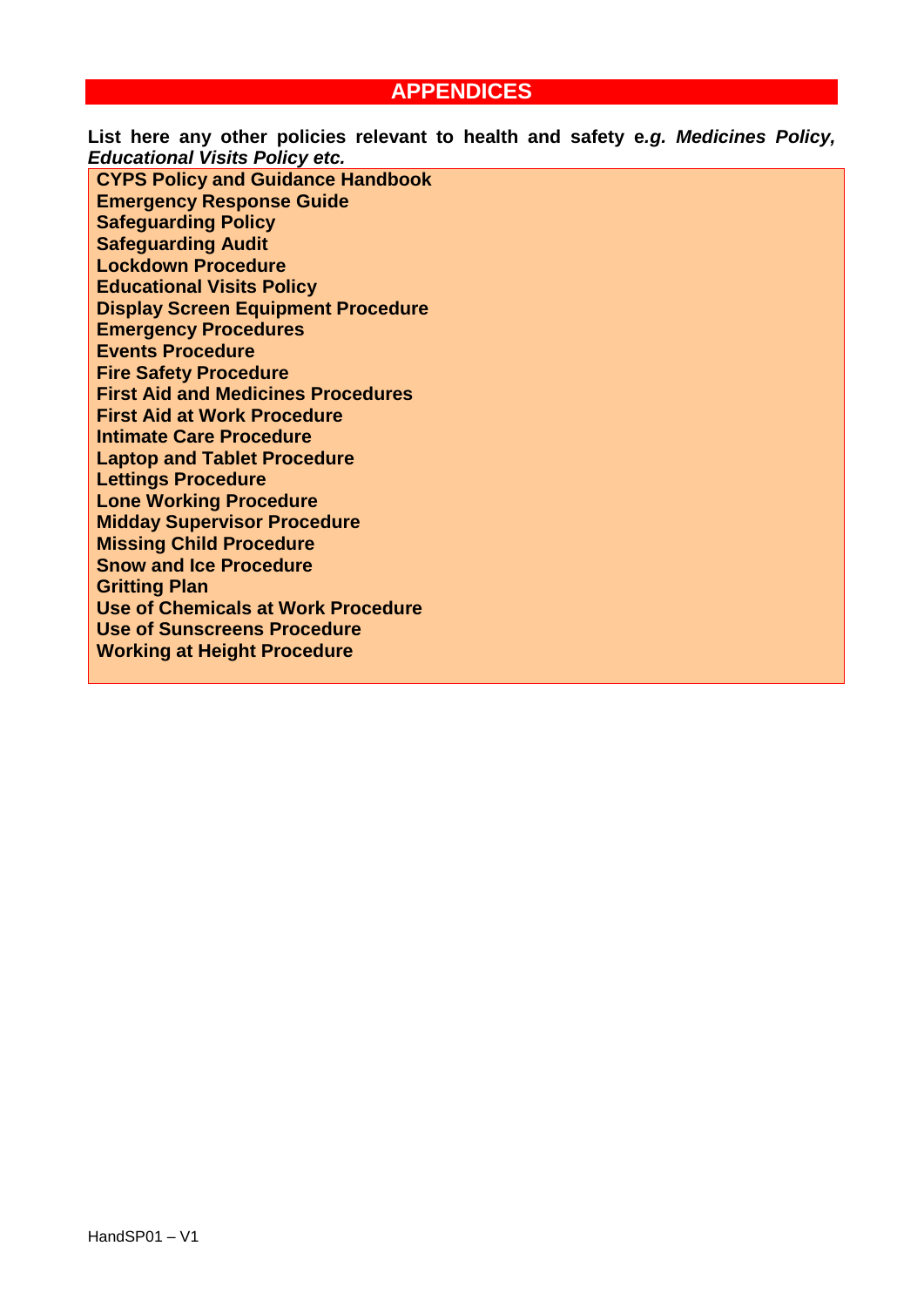# APPENDICES

**List here any other policies relevant to health and safety e*.g. Medicines Policy, Educational Visits Policy etc.***

**CYPS Policy and Guidance Handbook**
**Emergency Response Guide**
**Safeguarding Policy**
**Safeguarding Audit**
**Lockdown Procedure**
**Educational Visits Policy**
**Display Screen Equipment Procedure**
**Emergency Procedures**
**Events Procedure**
**Fire Safety Procedure**
**First Aid and Medicines Procedures**
**First Aid at Work Procedure**
**Intimate Care Procedure**
**Laptop and Tablet Procedure**
**Lettings Procedure**
**Lone Working Procedure**
**Midday Supervisor Procedure**
**Missing Child Procedure**
**Snow and Ice Procedure**
**Gritting Plan**
**Use of Chemicals at Work Procedure**
**Use of Sunscreens Procedure**
**Working at Height Procedure**

HandSP01 – V1